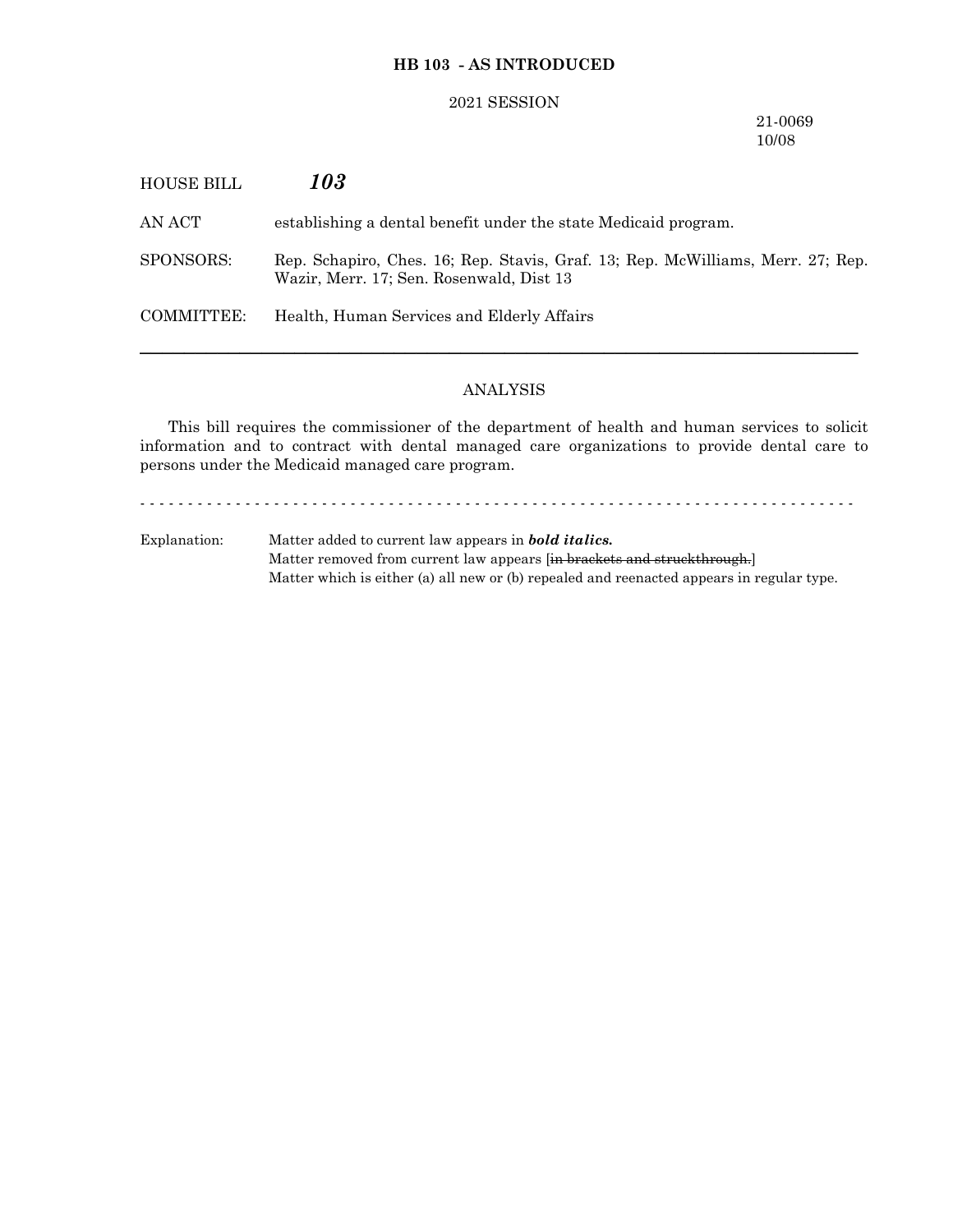**HB 103 - AS INTRODUCED**

2021 SESSION

21-0069
10/08

HOUSE BILL ***103***

AN ACT establishing a dental benefit under the state Medicaid program.

SPONSORS: Rep. Schapiro, Ches. 16; Rep. Stavis, Graf. 13; Rep. McWilliams, Merr. 27; Rep. Wazir, Merr. 17; Sen. Rosenwald, Dist 13

COMMITTEE: Health, Human Services and Elderly Affairs

---

ANALYSIS

This bill requires the commissioner of the department of health and human services to solicit information and to contract with dental managed care organizations to provide dental care to persons under the Medicaid managed care program.

- - - - - - - - - - - - - - - - - - - - - - - - - - - - - - - - - - - - - - - - - - - - - - - - - - - - - - - - - - - - - - - - - - - - - - - - - - - - - -

Explanation: Matter added to current law appears in ***bold italics.***
Matter removed from current law appears [~~in brackets and struckthrough.~~]
Matter which is either (a) all new or (b) repealed and reenacted appears in regular type.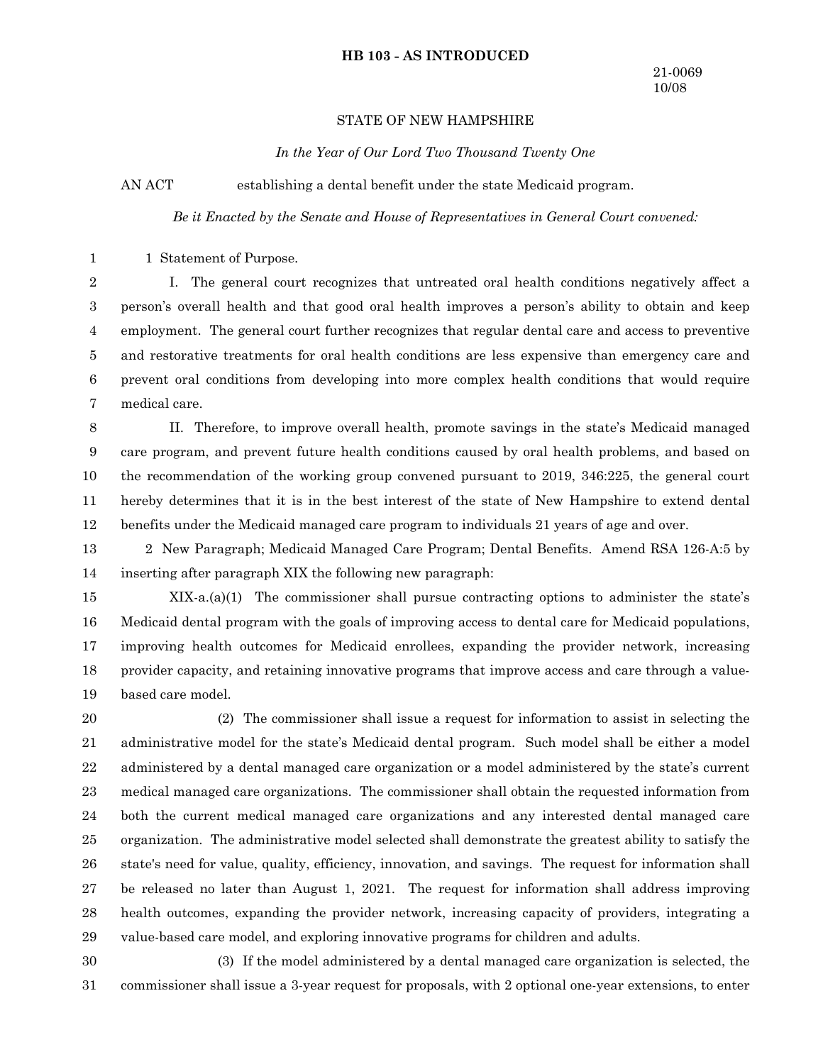**HB 103 - AS INTRODUCED**

21-0069
10/08

STATE OF NEW HAMPSHIRE

*In the Year of Our Lord Two Thousand Twenty One*

AN ACT establishing a dental benefit under the state Medicaid program.

*Be it Enacted by the Senate and House of Representatives in General Court convened:*

1 Statement of Purpose.

I. The general court recognizes that untreated oral health conditions negatively affect a person's overall health and that good oral health improves a person's ability to obtain and keep employment. The general court further recognizes that regular dental care and access to preventive and restorative treatments for oral health conditions are less expensive than emergency care and prevent oral conditions from developing into more complex health conditions that would require medical care.

II. Therefore, to improve overall health, promote savings in the state's Medicaid managed care program, and prevent future health conditions caused by oral health problems, and based on the recommendation of the working group convened pursuant to 2019, 346:225, the general court hereby determines that it is in the best interest of the state of New Hampshire to extend dental benefits under the Medicaid managed care program to individuals 21 years of age and over.

2 New Paragraph; Medicaid Managed Care Program; Dental Benefits. Amend RSA 126-A:5 by inserting after paragraph XIX the following new paragraph:

XIX-a.(a)(1) The commissioner shall pursue contracting options to administer the state's Medicaid dental program with the goals of improving access to dental care for Medicaid populations, improving health outcomes for Medicaid enrollees, expanding the provider network, increasing provider capacity, and retaining innovative programs that improve access and care through a value-based care model.

(2) The commissioner shall issue a request for information to assist in selecting the administrative model for the state's Medicaid dental program. Such model shall be either a model administered by a dental managed care organization or a model administered by the state's current medical managed care organizations. The commissioner shall obtain the requested information from both the current medical managed care organizations and any interested dental managed care organization. The administrative model selected shall demonstrate the greatest ability to satisfy the state's need for value, quality, efficiency, innovation, and savings. The request for information shall be released no later than August 1, 2021. The request for information shall address improving health outcomes, expanding the provider network, increasing capacity of providers, integrating a value-based care model, and exploring innovative programs for children and adults.

(3) If the model administered by a dental managed care organization is selected, the commissioner shall issue a 3-year request for proposals, with 2 optional one-year extensions, to enter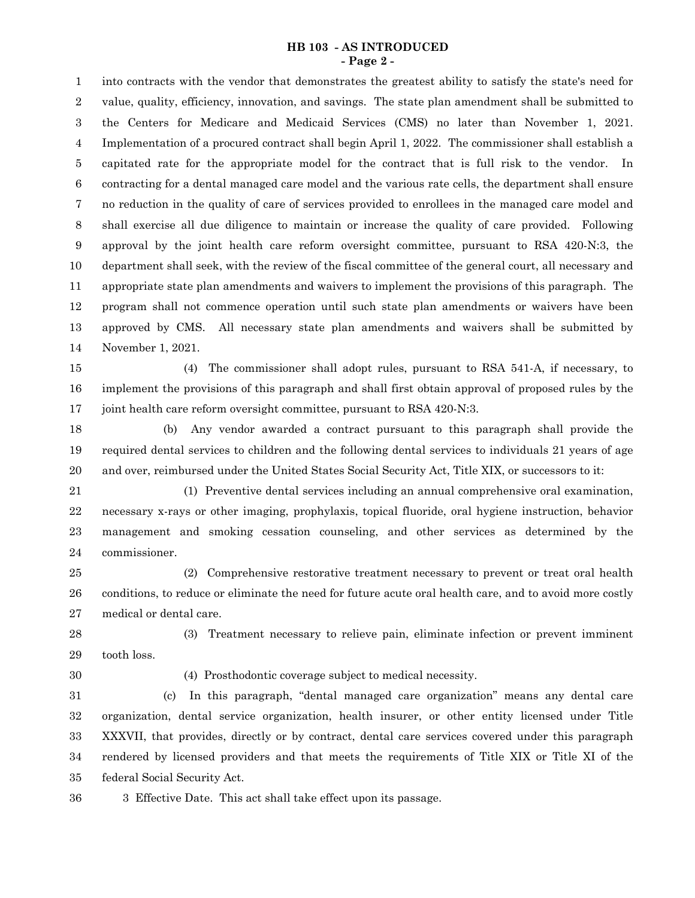into contracts with the vendor that demonstrates the greatest ability to satisfy the state's need for value, quality, efficiency, innovation, and savings. The state plan amendment shall be submitted to the Centers for Medicare and Medicaid Services (CMS) no later than November 1, 2021. Implementation of a procured contract shall begin April 1, 2022. The commissioner shall establish a capitated rate for the appropriate model for the contract that is full risk to the vendor. In contracting for a dental managed care model and the various rate cells, the department shall ensure no reduction in the quality of care of services provided to enrollees in the managed care model and shall exercise all due diligence to maintain or increase the quality of care provided. Following approval by the joint health care reform oversight committee, pursuant to RSA 420-N:3, the department shall seek, with the review of the fiscal committee of the general court, all necessary and appropriate state plan amendments and waivers to implement the provisions of this paragraph. The program shall not commence operation until such state plan amendments or waivers have been approved by CMS. All necessary state plan amendments and waivers shall be submitted by November 1, 2021.

(4) The commissioner shall adopt rules, pursuant to RSA 541-A, if necessary, to implement the provisions of this paragraph and shall first obtain approval of proposed rules by the joint health care reform oversight committee, pursuant to RSA 420-N:3.

(b) Any vendor awarded a contract pursuant to this paragraph shall provide the required dental services to children and the following dental services to individuals 21 years of age and over, reimbursed under the United States Social Security Act, Title XIX, or successors to it:

(1) Preventive dental services including an annual comprehensive oral examination, necessary x-rays or other imaging, prophylaxis, topical fluoride, oral hygiene instruction, behavior management and smoking cessation counseling, and other services as determined by the commissioner.

(2) Comprehensive restorative treatment necessary to prevent or treat oral health conditions, to reduce or eliminate the need for future acute oral health care, and to avoid more costly medical or dental care.

(3) Treatment necessary to relieve pain, eliminate infection or prevent imminent tooth loss.

(4) Prosthodontic coverage subject to medical necessity.

(c) In this paragraph, "dental managed care organization" means any dental care organization, dental service organization, health insurer, or other entity licensed under Title XXXVII, that provides, directly or by contract, dental care services covered under this paragraph rendered by licensed providers and that meets the requirements of Title XIX or Title XI of the federal Social Security Act.

3 Effective Date. This act shall take effect upon its passage.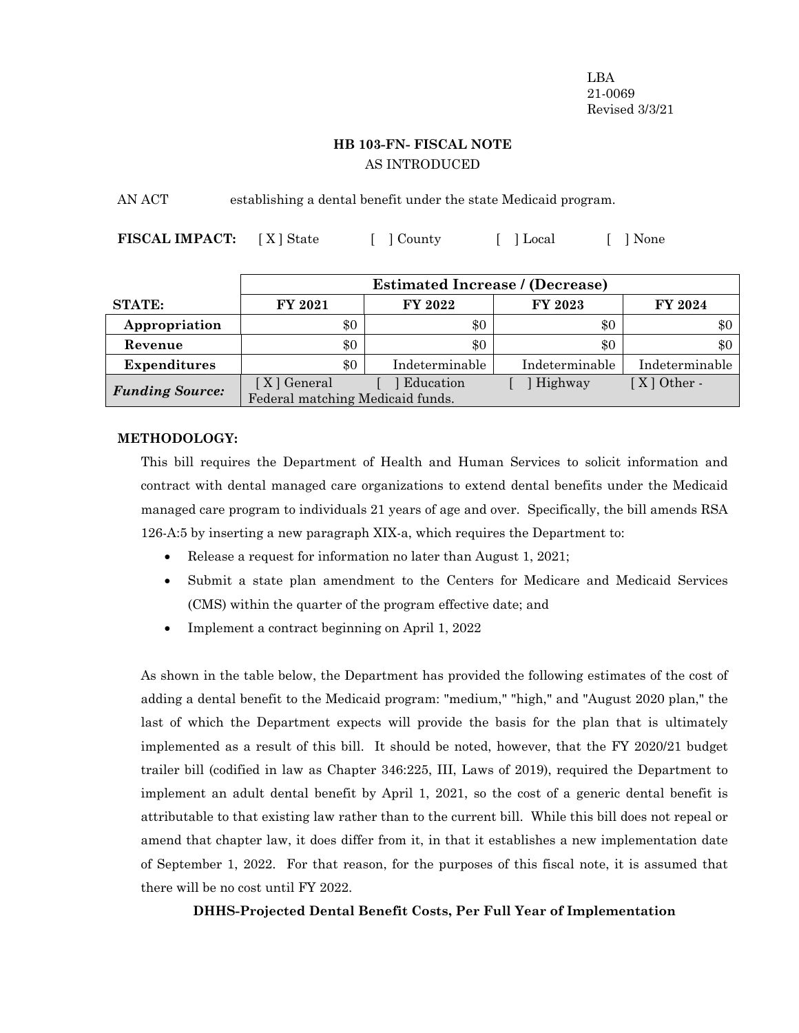LBA
21-0069
Revised 3/3/21

# HB 103-FN- FISCAL NOTE

AS INTRODUCED

AN ACT establishing a dental benefit under the state Medicaid program.

**FISCAL IMPACT:** [ X ] State [ ] County [ ] Local [ ] None

| | Estimated Increase / (Decrease) | | | |
|---|---|---|---|---|
| **STATE:** | **FY 2021** | **FY 2022** | **FY 2023** | **FY 2024** |
| **Appropriation** | $0 | $0 | $0 | $0 |
| **Revenue** | $0 | $0 | $0 | $0 |
| **Expenditures** | $0 | Indeterminable | Indeterminable | Indeterminable |
| ***Funding Source:*** | [ X ] General [ ] Education [ ] Highway [ X ] Other - Federal matching Medicaid funds. | | | |

**METHODOLOGY:**

This bill requires the Department of Health and Human Services to solicit information and contract with dental managed care organizations to extend dental benefits under the Medicaid managed care program to individuals 21 years of age and over. Specifically, the bill amends RSA 126-A:5 by inserting a new paragraph XIX-a, which requires the Department to:

- Release a request for information no later than August 1, 2021;
- Submit a state plan amendment to the Centers for Medicare and Medicaid Services (CMS) within the quarter of the program effective date; and
- Implement a contract beginning on April 1, 2022

As shown in the table below, the Department has provided the following estimates of the cost of adding a dental benefit to the Medicaid program: "medium," "high," and "August 2020 plan," the last of which the Department expects will provide the basis for the plan that is ultimately implemented as a result of this bill. It should be noted, however, that the FY 2020/21 budget trailer bill (codified in law as Chapter 346:225, III, Laws of 2019), required the Department to implement an adult dental benefit by April 1, 2021, so the cost of a generic dental benefit is attributable to that existing law rather than to the current bill. While this bill does not repeal or amend that chapter law, it does differ from it, in that it establishes a new implementation date of September 1, 2022. For that reason, for the purposes of this fiscal note, it is assumed that there will be no cost until FY 2022.

**DHHS-Projected Dental Benefit Costs, Per Full Year of Implementation**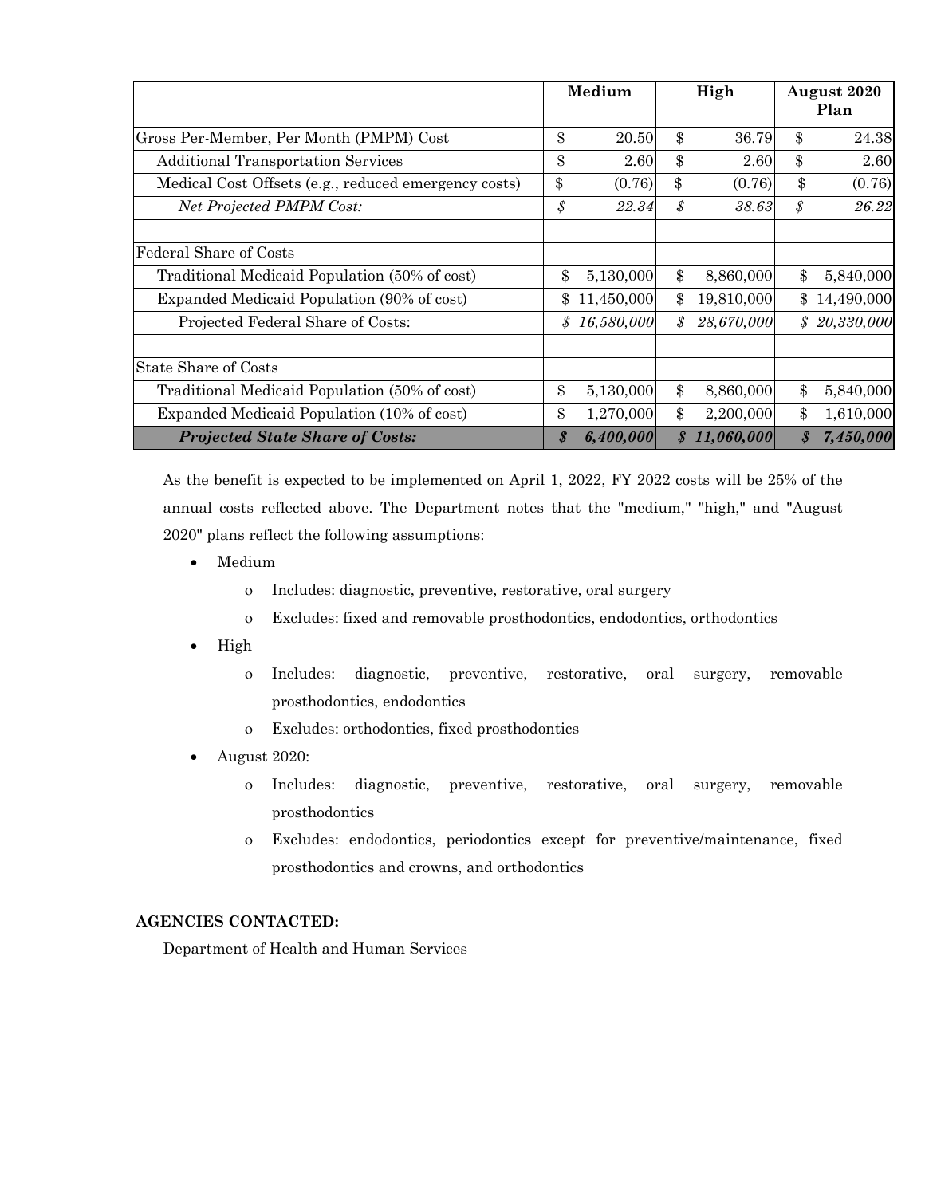| | Medium | High | August 2020 Plan |
|---|---|---|---|
| Gross Per-Member, Per Month (PMPM) Cost | $ 20.50 | $ 36.79 | $ 24.38 |
| Additional Transportation Services | $ 2.60 | $ 2.60 | $ 2.60 |
| Medical Cost Offsets (e.g., reduced emergency costs) | $ (0.76) | $ (0.76) | $ (0.76) |
| *Net Projected PMPM Cost:* | *$ 22.34* | *$ 38.63* | *$ 26.22* |
| | | | |
| Federal Share of Costs | | | |
| Traditional Medicaid Population (50% of cost) | $ 5,130,000 | $ 8,860,000 | $ 5,840,000 |
| Expanded Medicaid Population (90% of cost) | $ 11,450,000 | $ 19,810,000 | $ 14,490,000 |
| Projected Federal Share of Costs: | *$ 16,580,000* | *$ 28,670,000* | *$ 20,330,000* |
| | | | |
| State Share of Costs | | | |
| Traditional Medicaid Population (50% of cost) | $ 5,130,000 | $ 8,860,000 | $ 5,840,000 |
| Expanded Medicaid Population (10% of cost) | $ 1,270,000 | $ 2,200,000 | $ 1,610,000 |
| ***Projected State Share of Costs:*** | ***$ 6,400,000*** | ***$ 11,060,000*** | ***$ 7,450,000*** |

As the benefit is expected to be implemented on April 1, 2022, FY 2022 costs will be 25% of the annual costs reflected above. The Department notes that the "medium," "high," and "August 2020" plans reflect the following assumptions:

- Medium
  - Includes: diagnostic, preventive, restorative, oral surgery
  - Excludes: fixed and removable prosthodontics, endodontics, orthodontics
- High
  - Includes: diagnostic, preventive, restorative, oral surgery, removable prosthodontics, endodontics
  - Excludes: orthodontics, fixed prosthodontics
- August 2020:
  - Includes: diagnostic, preventive, restorative, oral surgery, removable prosthodontics
  - Excludes: endodontics, periodontics except for preventive/maintenance, fixed prosthodontics and crowns, and orthodontics

**AGENCIES CONTACTED:**

Department of Health and Human Services